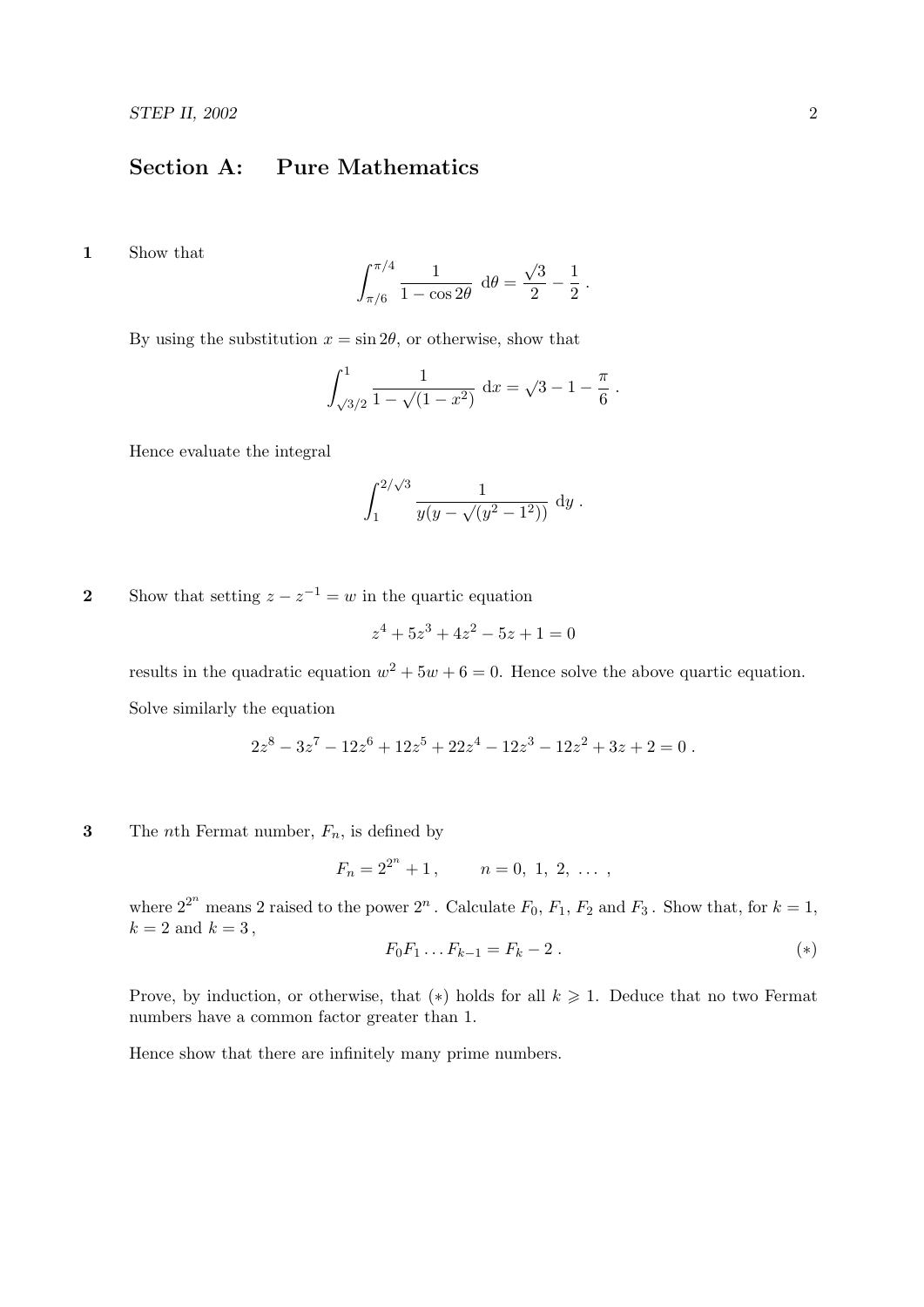## Section A: Pure Mathematics

**1** Show that

$$\int_{\pi/6}^{\pi/4} \frac{1}{1 - \cos 2\theta} \; \mathrm{d}\theta = \frac{\sqrt{3}}{2} - \frac{1}{2} \, .$$

By using the substitution $x = \sin 2\theta$, or otherwise, show that

$$\int_{\sqrt{3}/2}^{1} \frac{1}{1 - \sqrt{(1 - x^2)}} \; \mathrm{d}x = \sqrt{3} - 1 - \frac{\pi}{6} \, .$$

Hence evaluate the integral

$$\int_{1}^{2/\sqrt{3}} \frac{1}{y(y - \sqrt{(y^2 - 1^2)})} \; \mathrm{d}y \, .$$

**2** Show that setting $z - z^{-1} = w$ in the quartic equation

$$z^4 + 5z^3 + 4z^2 - 5z + 1 = 0$$

results in the quadratic equation $w^2 + 5w + 6 = 0$. Hence solve the above quartic equation.

Solve similarly the equation

$$2z^8 - 3z^7 - 12z^6 + 12z^5 + 22z^4 - 12z^3 - 12z^2 + 3z + 2 = 0 \, .$$

**3** The $n$th Fermat number, $F_n$, is defined by

$$F_n = 2^{2^n} + 1 \, , \qquad n = 0, \ 1, \ 2, \ \ldots \, ,$$

where $2^{2^n}$ means 2 raised to the power $2^n$. Calculate $F_0$, $F_1$, $F_2$ and $F_3$. Show that, for $k = 1$, $k = 2$ and $k = 3$,

$$F_0 F_1 \ldots F_{k-1} = F_k - 2 \, . \qquad (*)$$

Prove, by induction, or otherwise, that $(*)$ holds for all $k \geqslant 1$. Deduce that no two Fermat numbers have a common factor greater than 1.

Hence show that there are infinitely many prime numbers.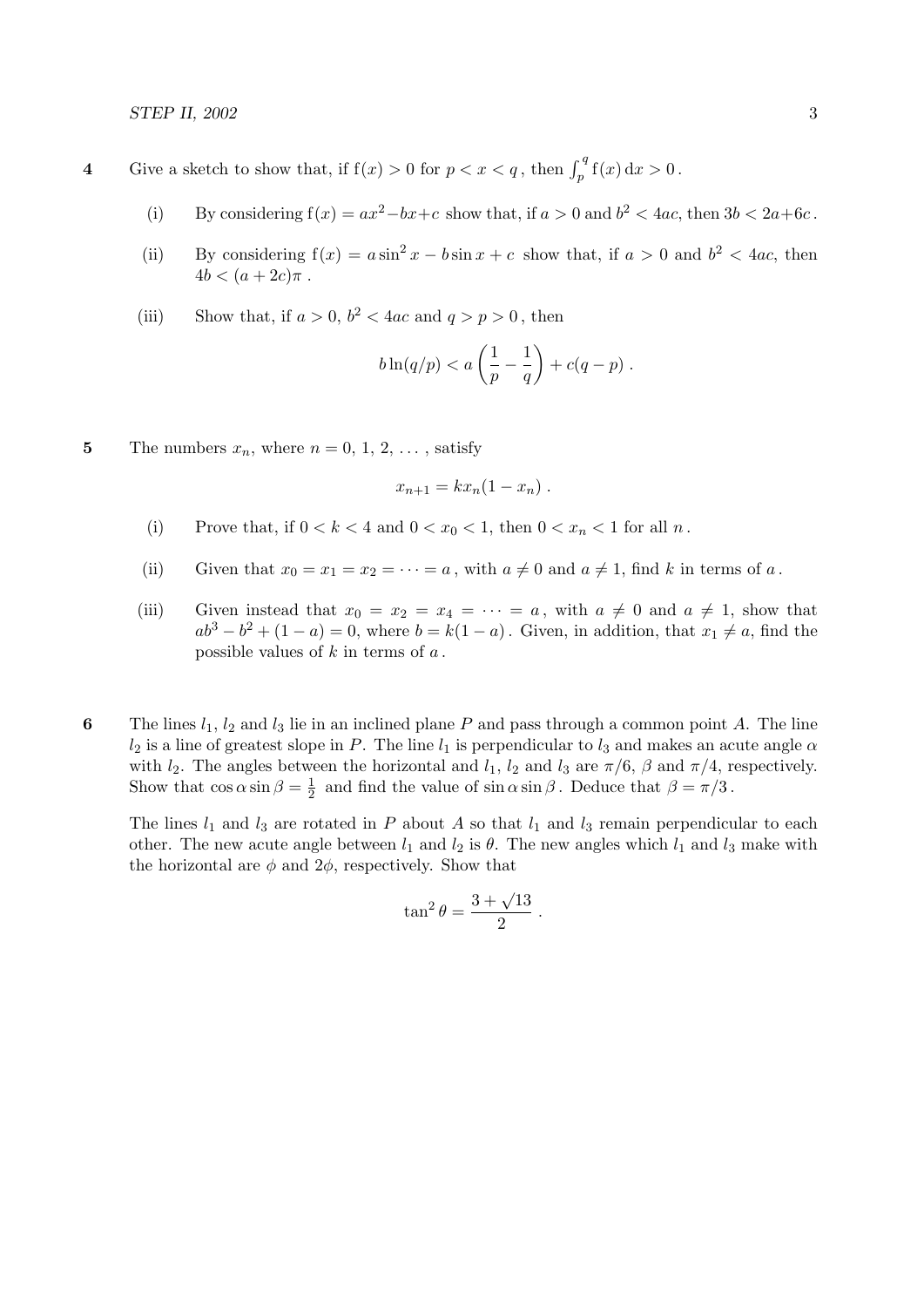**4** Give a sketch to show that, if $f(x) > 0$ for $p < x < q$, then $\int_p^q f(x)\,dx > 0$.

(i) By considering $f(x) = ax^2 - bx + c$ show that, if $a > 0$ and $b^2 < 4ac$, then $3b < 2a + 6c$.

(ii) By considering $f(x) = a\sin^2 x - b\sin x + c$ show that, if $a > 0$ and $b^2 < 4ac$, then $4b < (a + 2c)\pi$.

(iii) Show that, if $a > 0$, $b^2 < 4ac$ and $q > p > 0$, then

$$b\ln(q/p) < a\left(\frac{1}{p} - \frac{1}{q}\right) + c(q - p)\,.$$

**5** The numbers $x_n$, where $n = 0, 1, 2, \ldots$, satisfy

$$x_{n+1} = kx_n(1 - x_n)\,.$$

(i) Prove that, if $0 < k < 4$ and $0 < x_0 < 1$, then $0 < x_n < 1$ for all $n$.

(ii) Given that $x_0 = x_1 = x_2 = \cdots = a$, with $a \neq 0$ and $a \neq 1$, find $k$ in terms of $a$.

(iii) Given instead that $x_0 = x_2 = x_4 = \cdots = a$, with $a \neq 0$ and $a \neq 1$, show that $ab^3 - b^2 + (1 - a) = 0$, where $b = k(1 - a)$. Given, in addition, that $x_1 \neq a$, find the possible values of $k$ in terms of $a$.

**6** The lines $l_1$, $l_2$ and $l_3$ lie in an inclined plane $P$ and pass through a common point $A$. The line $l_2$ is a line of greatest slope in $P$. The line $l_1$ is perpendicular to $l_3$ and makes an acute angle $\alpha$ with $l_2$. The angles between the horizontal and $l_1$, $l_2$ and $l_3$ are $\pi/6$, $\beta$ and $\pi/4$, respectively. Show that $\cos\alpha\sin\beta = \frac{1}{2}$ and find the value of $\sin\alpha\sin\beta$. Deduce that $\beta = \pi/3$.

The lines $l_1$ and $l_3$ are rotated in $P$ about $A$ so that $l_1$ and $l_3$ remain perpendicular to each other. The new acute angle between $l_1$ and $l_2$ is $\theta$. The new angles which $l_1$ and $l_3$ make with the horizontal are $\phi$ and $2\phi$, respectively. Show that

$$\tan^2\theta = \frac{3 + \sqrt{13}}{2}\,.$$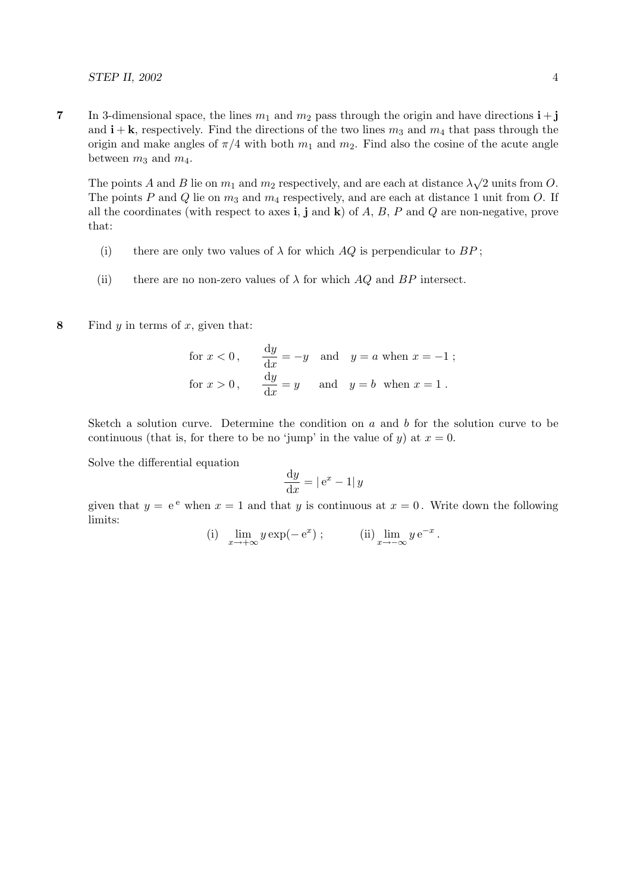**7** In 3-dimensional space, the lines $m_1$ and $m_2$ pass through the origin and have directions $\mathbf{i}+\mathbf{j}$ and $\mathbf{i}+\mathbf{k}$, respectively. Find the directions of the two lines $m_3$ and $m_4$ that pass through the origin and make angles of $\pi/4$ with both $m_1$ and $m_2$. Find also the cosine of the acute angle between $m_3$ and $m_4$.

The points $A$ and $B$ lie on $m_1$ and $m_2$ respectively, and are each at distance $\lambda\sqrt{2}$ units from $O$. The points $P$ and $Q$ lie on $m_3$ and $m_4$ respectively, and are each at distance 1 unit from $O$. If all the coordinates (with respect to axes $\mathbf{i}$, $\mathbf{j}$ and $\mathbf{k}$) of $A$, $B$, $P$ and $Q$ are non-negative, prove that:

(i) there are only two values of $\lambda$ for which $AQ$ is perpendicular to $BP$;

(ii) there are no non-zero values of $\lambda$ for which $AQ$ and $BP$ intersect.

**8** Find $y$ in terms of $x$, given that:

$$\text{for } x < 0, \quad \frac{\mathrm{d}y}{\mathrm{d}x} = -y \quad \text{and} \quad y = a \text{ when } x = -1\,;$$

$$\text{for } x > 0, \quad \frac{\mathrm{d}y}{\mathrm{d}x} = y \quad \text{and} \quad y = b \text{ when } x = 1\,.$$

Sketch a solution curve. Determine the condition on $a$ and $b$ for the solution curve to be continuous (that is, for there to be no 'jump' in the value of $y$) at $x = 0$.

Solve the differential equation

$$\frac{\mathrm{d}y}{\mathrm{d}x} = |\,\mathrm{e}^x - 1|\,y$$

given that $y = \mathrm{e}^{\,\mathrm{e}}$ when $x = 1$ and that $y$ is continuous at $x = 0$. Write down the following limits:

$$\text{(i)} \quad \lim_{x\to+\infty} y\exp(-\,\mathrm{e}^x)\,; \qquad \text{(ii)} \lim_{x\to-\infty} y\,\mathrm{e}^{-x}\,.$$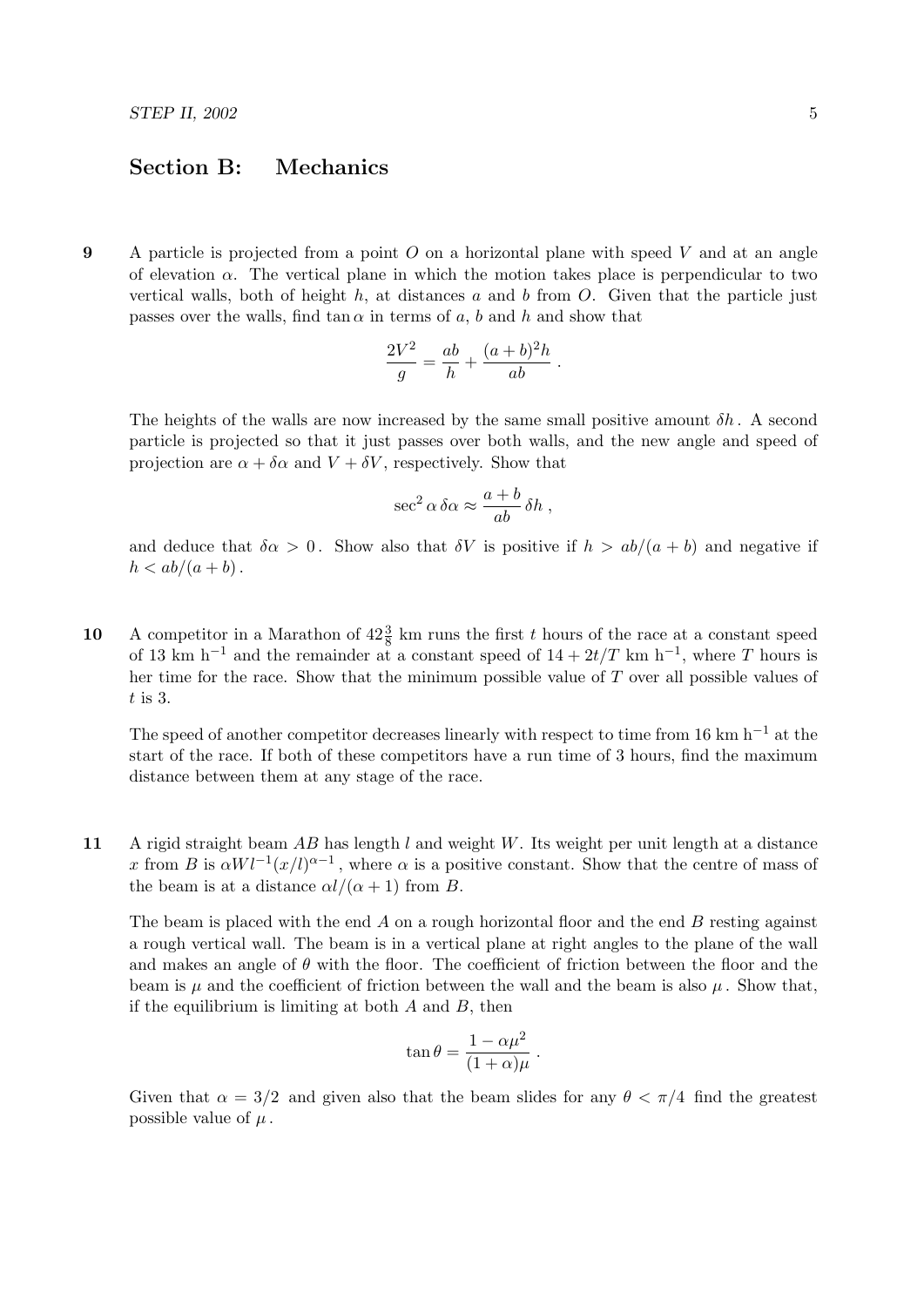## Section B: Mechanics

**9** A particle is projected from a point $O$ on a horizontal plane with speed $V$ and at an angle of elevation $\alpha$. The vertical plane in which the motion takes place is perpendicular to two vertical walls, both of height $h$, at distances $a$ and $b$ from $O$. Given that the particle just passes over the walls, find $\tan\alpha$ in terms of $a$, $b$ and $h$ and show that

$$\frac{2V^2}{g} = \frac{ab}{h} + \frac{(a+b)^2 h}{ab} .$$

The heights of the walls are now increased by the same small positive amount $\delta h$. A second particle is projected so that it just passes over both walls, and the new angle and speed of projection are $\alpha + \delta\alpha$ and $V + \delta V$, respectively. Show that

$$\sec^2\alpha\,\delta\alpha \approx \frac{a+b}{ab}\,\delta h ,$$

and deduce that $\delta\alpha > 0$. Show also that $\delta V$ is positive if $h > ab/(a+b)$ and negative if $h < ab/(a+b)$.

**10** A competitor in a Marathon of $42\frac{3}{8}$ km runs the first $t$ hours of the race at a constant speed of 13 km h$^{-1}$ and the remainder at a constant speed of $14 + 2t/T$ km h$^{-1}$, where $T$ hours is her time for the race. Show that the minimum possible value of $T$ over all possible values of $t$ is 3.

The speed of another competitor decreases linearly with respect to time from 16 km h$^{-1}$ at the start of the race. If both of these competitors have a run time of 3 hours, find the maximum distance between them at any stage of the race.

**11** A rigid straight beam $AB$ has length $l$ and weight $W$. Its weight per unit length at a distance $x$ from $B$ is $\alpha W l^{-1}(x/l)^{\alpha-1}$, where $\alpha$ is a positive constant. Show that the centre of mass of the beam is at a distance $\alpha l/(\alpha+1)$ from $B$.

The beam is placed with the end $A$ on a rough horizontal floor and the end $B$ resting against a rough vertical wall. The beam is in a vertical plane at right angles to the plane of the wall and makes an angle of $\theta$ with the floor. The coefficient of friction between the floor and the beam is $\mu$ and the coefficient of friction between the wall and the beam is also $\mu$. Show that, if the equilibrium is limiting at both $A$ and $B$, then

$$\tan\theta = \frac{1-\alpha\mu^2}{(1+\alpha)\mu} .$$

Given that $\alpha = 3/2$ and given also that the beam slides for any $\theta < \pi/4$ find the greatest possible value of $\mu$.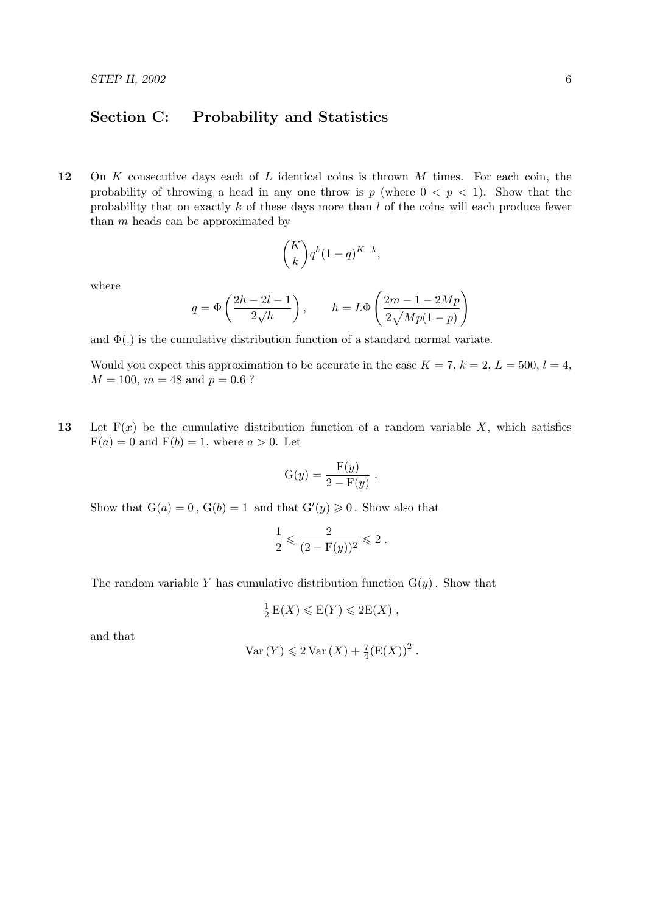## Section C: Probability and Statistics

**12** On $K$ consecutive days each of $L$ identical coins is thrown $M$ times. For each coin, the probability of throwing a head in any one throw is $p$ (where $0 < p < 1$). Show that the probability that on exactly $k$ of these days more than $l$ of the coins will each produce fewer than $m$ heads can be approximated by

$$\binom{K}{k} q^k (1-q)^{K-k},$$

where

$$q = \Phi\left(\frac{2h - 2l - 1}{2\sqrt{h}}\right), \qquad h = L\Phi\left(\frac{2m - 1 - 2Mp}{2\sqrt{Mp(1-p)}}\right)$$

and $\Phi(.)$ is the cumulative distribution function of a standard normal variate.

Would you expect this approximation to be accurate in the case $K = 7$, $k = 2$, $L = 500$, $l = 4$, $M = 100$, $m = 48$ and $p = 0.6$ ?

**13** Let $\mathrm{F}(x)$ be the cumulative distribution function of a random variable $X$, which satisfies $\mathrm{F}(a) = 0$ and $\mathrm{F}(b) = 1$, where $a > 0$. Let

$$\mathrm{G}(y) = \frac{\mathrm{F}(y)}{2 - \mathrm{F}(y)}\ .$$

Show that $\mathrm{G}(a) = 0$ , $\mathrm{G}(b) = 1$ and that $\mathrm{G}'(y) \geqslant 0$ . Show also that

$$\frac{1}{2} \leqslant \frac{2}{(2 - \mathrm{F}(y))^2} \leqslant 2\ .$$

The random variable $Y$ has cumulative distribution function $\mathrm{G}(y)$ . Show that

$$\tfrac{1}{2}\,\mathrm{E}(X) \leqslant \mathrm{E}(Y) \leqslant 2\mathrm{E}(X)\ ,$$

and that

$$\mathrm{Var}\,(Y) \leqslant 2\,\mathrm{Var}\,(X) + \tfrac{7}{4}(\mathrm{E}(X))^2\ .$$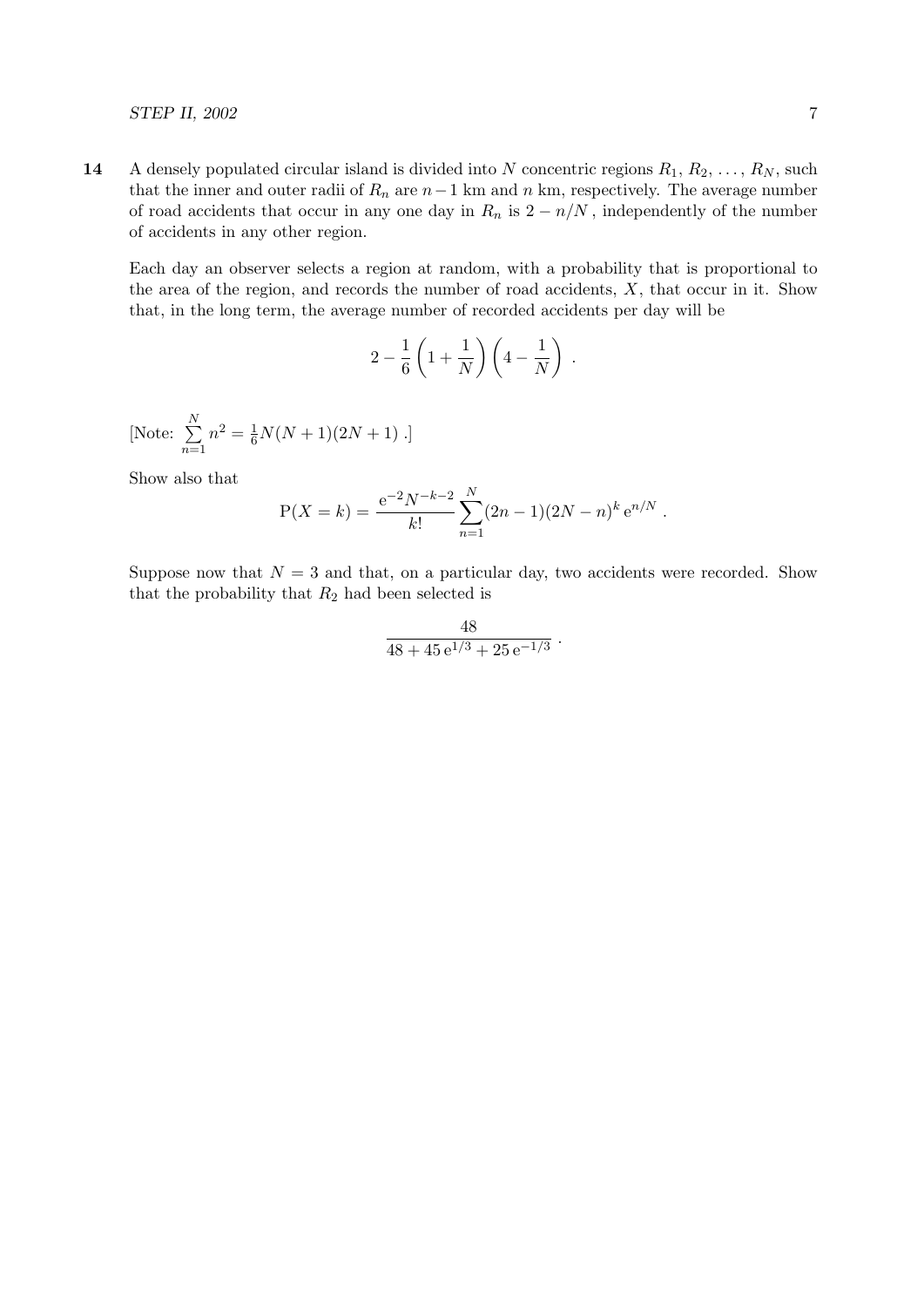**14** A densely populated circular island is divided into $N$ concentric regions $R_1, R_2, \ldots, R_N$, such that the inner and outer radii of $R_n$ are $n-1$ km and $n$ km, respectively. The average number of road accidents that occur in any one day in $R_n$ is $2 - n/N$, independently of the number of accidents in any other region.

Each day an observer selects a region at random, with a probability that is proportional to the area of the region, and records the number of road accidents, $X$, that occur in it. Show that, in the long term, the average number of recorded accidents per day will be

$$2 - \frac{1}{6}\left(1 + \frac{1}{N}\right)\left(4 - \frac{1}{N}\right) .$$

[Note: $\sum\limits_{n=1}^{N} n^2 = \frac{1}{6}N(N+1)(2N+1)$ .]

Show also that

$$\mathrm{P}(X = k) = \frac{\mathrm{e}^{-2} N^{-k-2}}{k!} \sum_{n=1}^{N} (2n-1)(2N-n)^k \, \mathrm{e}^{n/N} .$$

Suppose now that $N = 3$ and that, on a particular day, two accidents were recorded. Show that the probability that $R_2$ had been selected is

$$\frac{48}{48 + 45\,\mathrm{e}^{1/3} + 25\,\mathrm{e}^{-1/3}} .$$